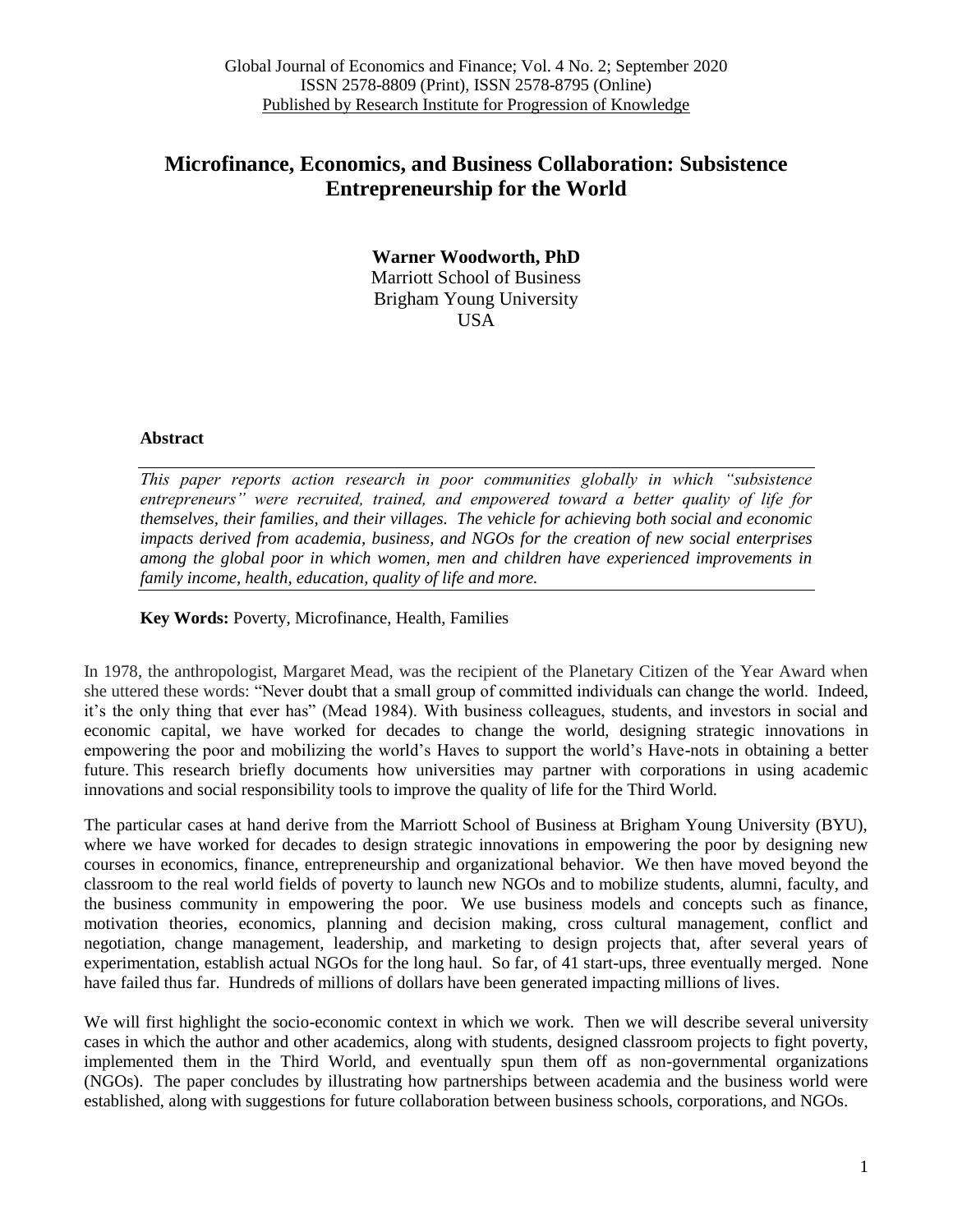# Microfinance, Economics, and Business Collaboration: Subsistence Entrepreneurship for the World

**Warner Woodworth, PhD**
Marriott School of Business
Brigham Young University
USA

## Abstract

*This paper reports action research in poor communities globally in which "subsistence entrepreneurs" were recruited, trained, and empowered toward a better quality of life for themselves, their families, and their villages. The vehicle for achieving both social and economic impacts derived from academia, business, and NGOs for the creation of new social enterprises among the global poor in which women, men and children have experienced improvements in family income, health, education, quality of life and more.*

**Key Words:** Poverty, Microfinance, Health, Families

In 1978, the anthropologist, Margaret Mead, was the recipient of the Planetary Citizen of the Year Award when she uttered these words: "Never doubt that a small group of committed individuals can change the world. Indeed, it's the only thing that ever has" (Mead 1984). With business colleagues, students, and investors in social and economic capital, we have worked for decades to change the world, designing strategic innovations in empowering the poor and mobilizing the world's Haves to support the world's Have-nots in obtaining a better future. This research briefly documents how universities may partner with corporations in using academic innovations and social responsibility tools to improve the quality of life for the Third World.

The particular cases at hand derive from the Marriott School of Business at Brigham Young University (BYU), where we have worked for decades to design strategic innovations in empowering the poor by designing new courses in economics, finance, entrepreneurship and organizational behavior. We then have moved beyond the classroom to the real world fields of poverty to launch new NGOs and to mobilize students, alumni, faculty, and the business community in empowering the poor. We use business models and concepts such as finance, motivation theories, economics, planning and decision making, cross cultural management, conflict and negotiation, change management, leadership, and marketing to design projects that, after several years of experimentation, establish actual NGOs for the long haul. So far, of 41 start-ups, three eventually merged. None have failed thus far. Hundreds of millions of dollars have been generated impacting millions of lives.

We will first highlight the socio-economic context in which we work. Then we will describe several university cases in which the author and other academics, along with students, designed classroom projects to fight poverty, implemented them in the Third World, and eventually spun them off as non-governmental organizations (NGOs). The paper concludes by illustrating how partnerships between academia and the business world were established, along with suggestions for future collaboration between business schools, corporations, and NGOs.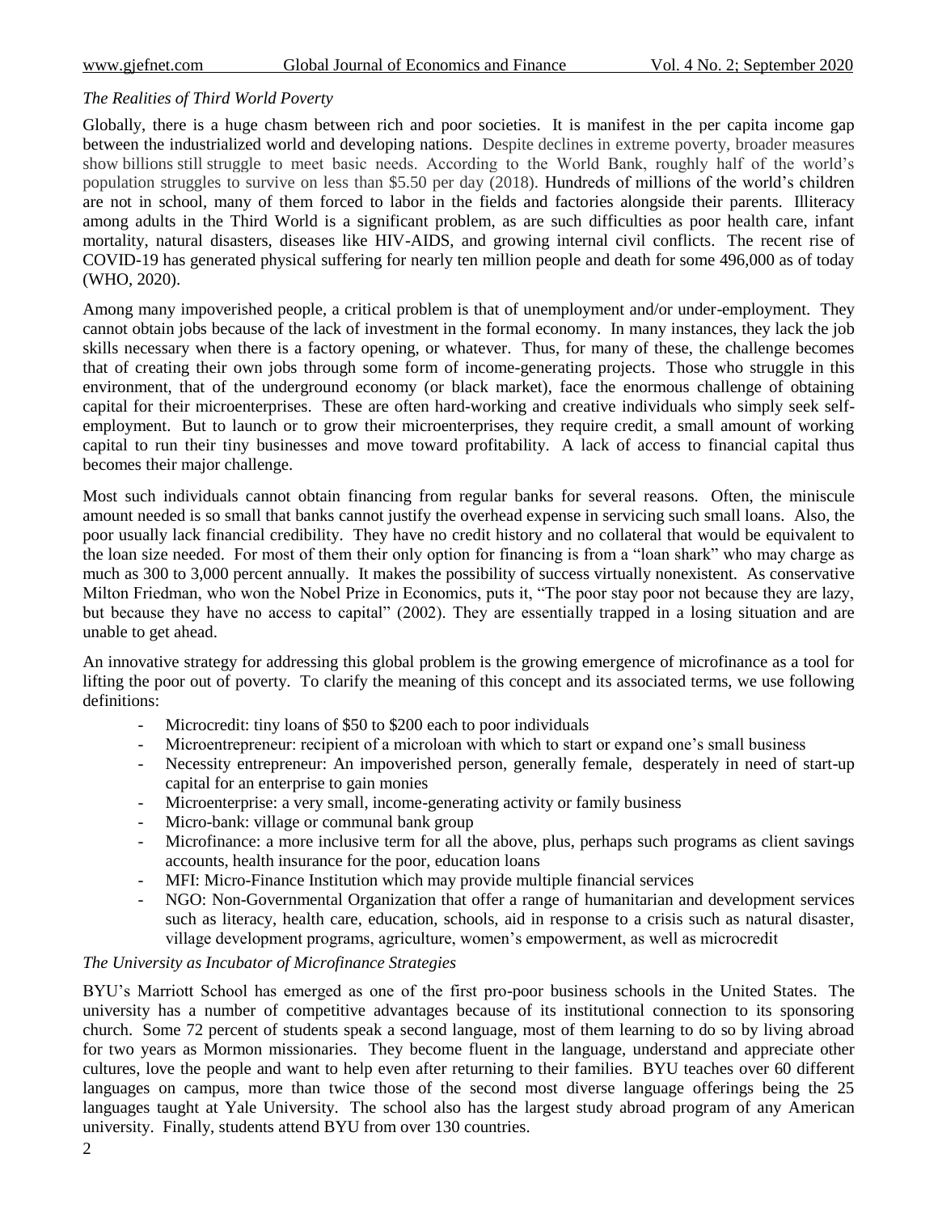*The Realities of Third World Poverty*

Globally, there is a huge chasm between rich and poor societies. It is manifest in the per capita income gap between the industrialized world and developing nations. Despite declines in extreme poverty, broader measures show billions still struggle to meet basic needs. According to the World Bank, roughly half of the world's population struggles to survive on less than $5.50 per day (2018). Hundreds of millions of the world's children are not in school, many of them forced to labor in the fields and factories alongside their parents. Illiteracy among adults in the Third World is a significant problem, as are such difficulties as poor health care, infant mortality, natural disasters, diseases like HIV-AIDS, and growing internal civil conflicts. The recent rise of COVID-19 has generated physical suffering for nearly ten million people and death for some 496,000 as of today (WHO, 2020).

Among many impoverished people, a critical problem is that of unemployment and/or under-employment. They cannot obtain jobs because of the lack of investment in the formal economy. In many instances, they lack the job skills necessary when there is a factory opening, or whatever. Thus, for many of these, the challenge becomes that of creating their own jobs through some form of income-generating projects. Those who struggle in this environment, that of the underground economy (or black market), face the enormous challenge of obtaining capital for their microenterprises. These are often hard-working and creative individuals who simply seek self-employment. But to launch or to grow their microenterprises, they require credit, a small amount of working capital to run their tiny businesses and move toward profitability. A lack of access to financial capital thus becomes their major challenge.

Most such individuals cannot obtain financing from regular banks for several reasons. Often, the miniscule amount needed is so small that banks cannot justify the overhead expense in servicing such small loans. Also, the poor usually lack financial credibility. They have no credit history and no collateral that would be equivalent to the loan size needed. For most of them their only option for financing is from a "loan shark" who may charge as much as 300 to 3,000 percent annually. It makes the possibility of success virtually nonexistent. As conservative Milton Friedman, who won the Nobel Prize in Economics, puts it, "The poor stay poor not because they are lazy, but because they have no access to capital" (2002). They are essentially trapped in a losing situation and are unable to get ahead.

An innovative strategy for addressing this global problem is the growing emergence of microfinance as a tool for lifting the poor out of poverty. To clarify the meaning of this concept and its associated terms, we use following definitions:

- Microcredit: tiny loans of $50 to $200 each to poor individuals
- Microentrepreneur: recipient of a microloan with which to start or expand one's small business
- Necessity entrepreneur: An impoverished person, generally female, desperately in need of start-up capital for an enterprise to gain monies
- Microenterprise: a very small, income-generating activity or family business
- Micro-bank: village or communal bank group
- Microfinance: a more inclusive term for all the above, plus, perhaps such programs as client savings accounts, health insurance for the poor, education loans
- MFI: Micro-Finance Institution which may provide multiple financial services
- NGO: Non-Governmental Organization that offer a range of humanitarian and development services such as literacy, health care, education, schools, aid in response to a crisis such as natural disaster, village development programs, agriculture, women's empowerment, as well as microcredit

*The University as Incubator of Microfinance Strategies*

BYU's Marriott School has emerged as one of the first pro-poor business schools in the United States. The university has a number of competitive advantages because of its institutional connection to its sponsoring church. Some 72 percent of students speak a second language, most of them learning to do so by living abroad for two years as Mormon missionaries. They become fluent in the language, understand and appreciate other cultures, love the people and want to help even after returning to their families. BYU teaches over 60 different languages on campus, more than twice those of the second most diverse language offerings being the 25 languages taught at Yale University. The school also has the largest study abroad program of any American university. Finally, students attend BYU from over 130 countries.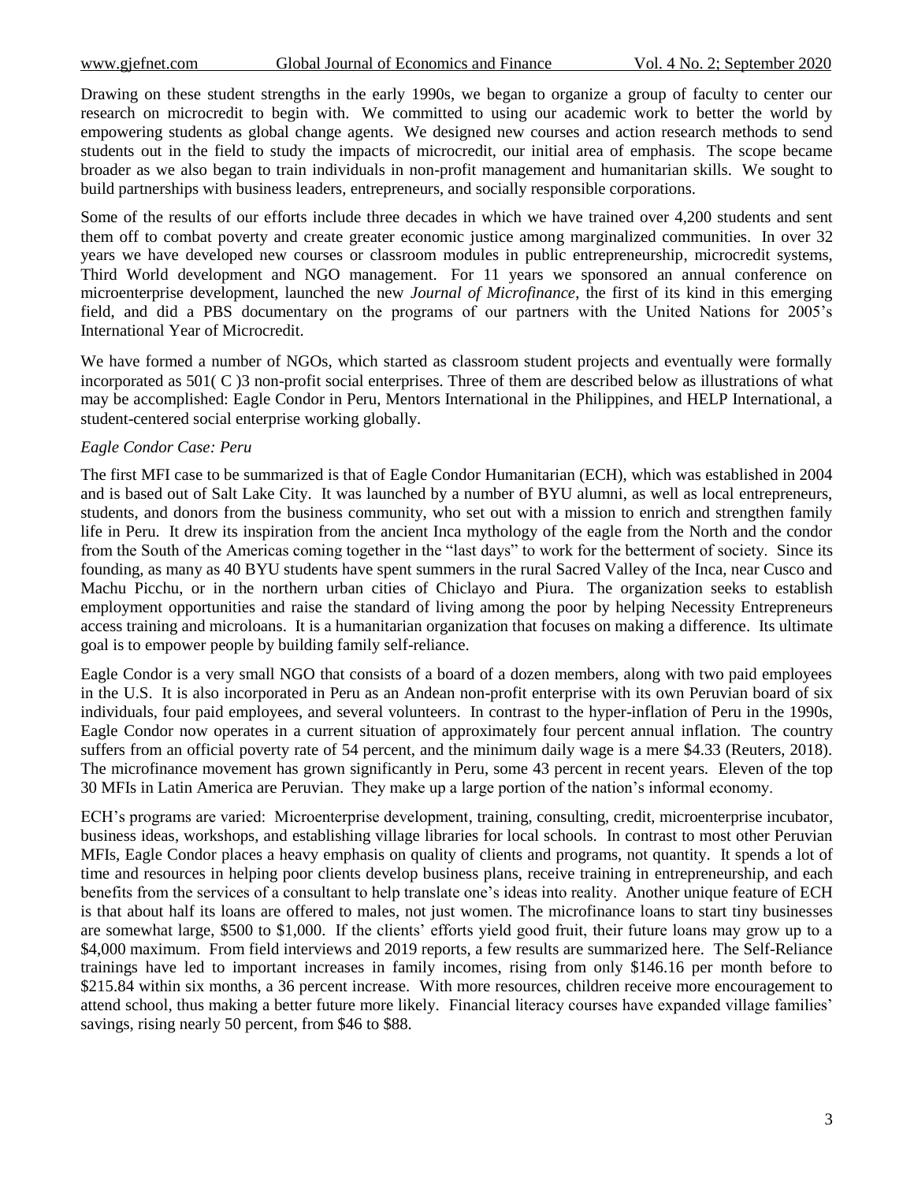Drawing on these student strengths in the early 1990s, we began to organize a group of faculty to center our research on microcredit to begin with. We committed to using our academic work to better the world by empowering students as global change agents. We designed new courses and action research methods to send students out in the field to study the impacts of microcredit, our initial area of emphasis. The scope became broader as we also began to train individuals in non-profit management and humanitarian skills. We sought to build partnerships with business leaders, entrepreneurs, and socially responsible corporations.

Some of the results of our efforts include three decades in which we have trained over 4,200 students and sent them off to combat poverty and create greater economic justice among marginalized communities. In over 32 years we have developed new courses or classroom modules in public entrepreneurship, microcredit systems, Third World development and NGO management. For 11 years we sponsored an annual conference on microenterprise development, launched the new *Journal of Microfinance*, the first of its kind in this emerging field, and did a PBS documentary on the programs of our partners with the United Nations for 2005's International Year of Microcredit.

We have formed a number of NGOs, which started as classroom student projects and eventually were formally incorporated as 501( C )3 non-profit social enterprises. Three of them are described below as illustrations of what may be accomplished: Eagle Condor in Peru, Mentors International in the Philippines, and HELP International, a student-centered social enterprise working globally.

*Eagle Condor Case: Peru*

The first MFI case to be summarized is that of Eagle Condor Humanitarian (ECH), which was established in 2004 and is based out of Salt Lake City. It was launched by a number of BYU alumni, as well as local entrepreneurs, students, and donors from the business community, who set out with a mission to enrich and strengthen family life in Peru. It drew its inspiration from the ancient Inca mythology of the eagle from the North and the condor from the South of the Americas coming together in the "last days" to work for the betterment of society. Since its founding, as many as 40 BYU students have spent summers in the rural Sacred Valley of the Inca, near Cusco and Machu Picchu, or in the northern urban cities of Chiclayo and Piura. The organization seeks to establish employment opportunities and raise the standard of living among the poor by helping Necessity Entrepreneurs access training and microloans. It is a humanitarian organization that focuses on making a difference. Its ultimate goal is to empower people by building family self-reliance.

Eagle Condor is a very small NGO that consists of a board of a dozen members, along with two paid employees in the U.S. It is also incorporated in Peru as an Andean non-profit enterprise with its own Peruvian board of six individuals, four paid employees, and several volunteers. In contrast to the hyper-inflation of Peru in the 1990s, Eagle Condor now operates in a current situation of approximately four percent annual inflation. The country suffers from an official poverty rate of 54 percent, and the minimum daily wage is a mere $4.33 (Reuters, 2018). The microfinance movement has grown significantly in Peru, some 43 percent in recent years. Eleven of the top 30 MFIs in Latin America are Peruvian. They make up a large portion of the nation's informal economy.

ECH's programs are varied: Microenterprise development, training, consulting, credit, microenterprise incubator, business ideas, workshops, and establishing village libraries for local schools. In contrast to most other Peruvian MFIs, Eagle Condor places a heavy emphasis on quality of clients and programs, not quantity. It spends a lot of time and resources in helping poor clients develop business plans, receive training in entrepreneurship, and each benefits from the services of a consultant to help translate one's ideas into reality. Another unique feature of ECH is that about half its loans are offered to males, not just women. The microfinance loans to start tiny businesses are somewhat large, $500 to $1,000. If the clients' efforts yield good fruit, their future loans may grow up to a $4,000 maximum. From field interviews and 2019 reports, a few results are summarized here. The Self-Reliance trainings have led to important increases in family incomes, rising from only $146.16 per month before to $215.84 within six months, a 36 percent increase. With more resources, children receive more encouragement to attend school, thus making a better future more likely. Financial literacy courses have expanded village families' savings, rising nearly 50 percent, from $46 to $88.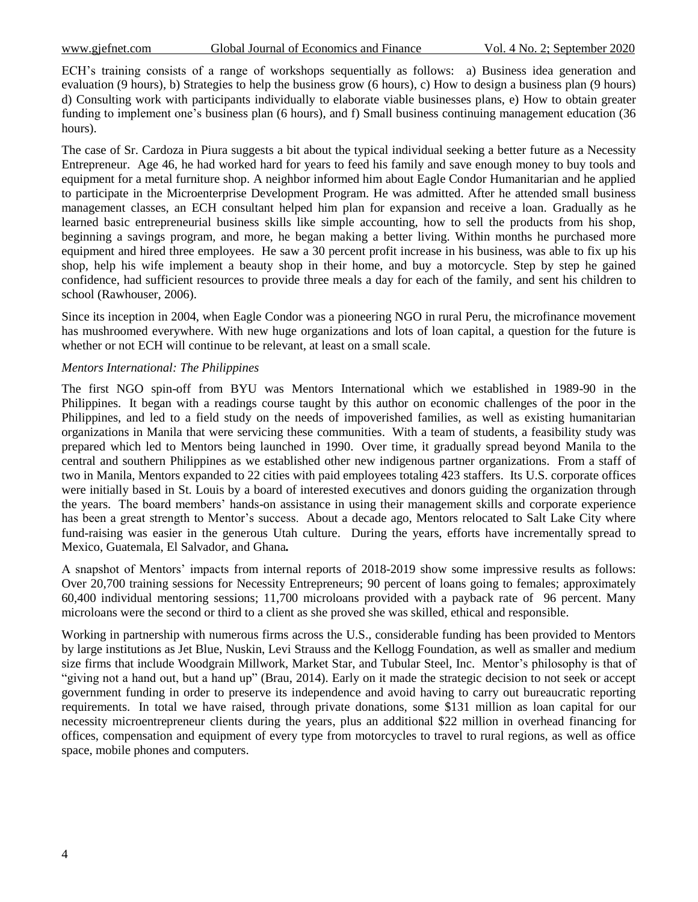ECH's training consists of a range of workshops sequentially as follows: a) Business idea generation and evaluation (9 hours), b) Strategies to help the business grow (6 hours), c) How to design a business plan (9 hours) d) Consulting work with participants individually to elaborate viable businesses plans, e) How to obtain greater funding to implement one's business plan (6 hours), and f) Small business continuing management education (36 hours).

The case of Sr. Cardoza in Piura suggests a bit about the typical individual seeking a better future as a Necessity Entrepreneur. Age 46, he had worked hard for years to feed his family and save enough money to buy tools and equipment for a metal furniture shop. A neighbor informed him about Eagle Condor Humanitarian and he applied to participate in the Microenterprise Development Program. He was admitted. After he attended small business management classes, an ECH consultant helped him plan for expansion and receive a loan. Gradually as he learned basic entrepreneurial business skills like simple accounting, how to sell the products from his shop, beginning a savings program, and more, he began making a better living. Within months he purchased more equipment and hired three employees. He saw a 30 percent profit increase in his business, was able to fix up his shop, help his wife implement a beauty shop in their home, and buy a motorcycle. Step by step he gained confidence, had sufficient resources to provide three meals a day for each of the family, and sent his children to school (Rawhouser, 2006).

Since its inception in 2004, when Eagle Condor was a pioneering NGO in rural Peru, the microfinance movement has mushroomed everywhere. With new huge organizations and lots of loan capital, a question for the future is whether or not ECH will continue to be relevant, at least on a small scale.

*Mentors International: The Philippines*

The first NGO spin-off from BYU was Mentors International which we established in 1989-90 in the Philippines. It began with a readings course taught by this author on economic challenges of the poor in the Philippines, and led to a field study on the needs of impoverished families, as well as existing humanitarian organizations in Manila that were servicing these communities. With a team of students, a feasibility study was prepared which led to Mentors being launched in 1990. Over time, it gradually spread beyond Manila to the central and southern Philippines as we established other new indigenous partner organizations. From a staff of two in Manila, Mentors expanded to 22 cities with paid employees totaling 423 staffers. Its U.S. corporate offices were initially based in St. Louis by a board of interested executives and donors guiding the organization through the years. The board members' hands-on assistance in using their management skills and corporate experience has been a great strength to Mentor's success. About a decade ago, Mentors relocated to Salt Lake City where fund-raising was easier in the generous Utah culture. During the years, efforts have incrementally spread to Mexico, Guatemala, El Salvador, and Ghana**.**

A snapshot of Mentors' impacts from internal reports of 2018-2019 show some impressive results as follows: Over 20,700 training sessions for Necessity Entrepreneurs; 90 percent of loans going to females; approximately 60,400 individual mentoring sessions; 11,700 microloans provided with a payback rate of 96 percent. Many microloans were the second or third to a client as she proved she was skilled, ethical and responsible.

Working in partnership with numerous firms across the U.S., considerable funding has been provided to Mentors by large institutions as Jet Blue, Nuskin, Levi Strauss and the Kellogg Foundation, as well as smaller and medium size firms that include Woodgrain Millwork, Market Star, and Tubular Steel, Inc. Mentor's philosophy is that of "giving not a hand out, but a hand up" (Brau, 2014). Early on it made the strategic decision to not seek or accept government funding in order to preserve its independence and avoid having to carry out bureaucratic reporting requirements. In total we have raised, through private donations, some $131 million as loan capital for our necessity microentrepreneur clients during the years, plus an additional $22 million in overhead financing for offices, compensation and equipment of every type from motorcycles to travel to rural regions, as well as office space, mobile phones and computers.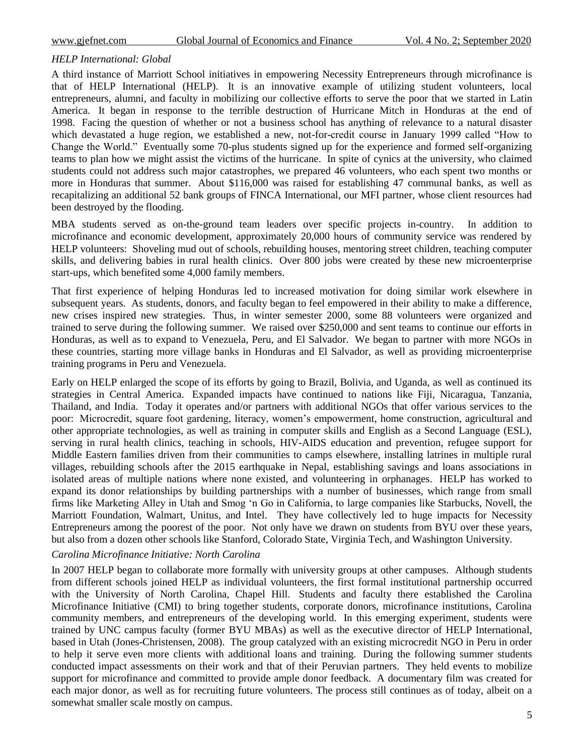*HELP International: Global*

A third instance of Marriott School initiatives in empowering Necessity Entrepreneurs through microfinance is that of HELP International (HELP). It is an innovative example of utilizing student volunteers, local entrepreneurs, alumni, and faculty in mobilizing our collective efforts to serve the poor that we started in Latin America. It began in response to the terrible destruction of Hurricane Mitch in Honduras at the end of 1998. Facing the question of whether or not a business school has anything of relevance to a natural disaster which devastated a huge region, we established a new, not-for-credit course in January 1999 called "How to Change the World." Eventually some 70-plus students signed up for the experience and formed self-organizing teams to plan how we might assist the victims of the hurricane. In spite of cynics at the university, who claimed students could not address such major catastrophes, we prepared 46 volunteers, who each spent two months or more in Honduras that summer. About $116,000 was raised for establishing 47 communal banks, as well as recapitalizing an additional 52 bank groups of FINCA International, our MFI partner, whose client resources had been destroyed by the flooding.

MBA students served as on-the-ground team leaders over specific projects in-country. In addition to microfinance and economic development, approximately 20,000 hours of community service was rendered by HELP volunteers: Shoveling mud out of schools, rebuilding houses, mentoring street children, teaching computer skills, and delivering babies in rural health clinics. Over 800 jobs were created by these new microenterprise start-ups, which benefited some 4,000 family members.

That first experience of helping Honduras led to increased motivation for doing similar work elsewhere in subsequent years. As students, donors, and faculty began to feel empowered in their ability to make a difference, new crises inspired new strategies. Thus, in winter semester 2000, some 88 volunteers were organized and trained to serve during the following summer. We raised over $250,000 and sent teams to continue our efforts in Honduras, as well as to expand to Venezuela, Peru, and El Salvador. We began to partner with more NGOs in these countries, starting more village banks in Honduras and El Salvador, as well as providing microenterprise training programs in Peru and Venezuela.

Early on HELP enlarged the scope of its efforts by going to Brazil, Bolivia, and Uganda, as well as continued its strategies in Central America. Expanded impacts have continued to nations like Fiji, Nicaragua, Tanzania, Thailand, and India. Today it operates and/or partners with additional NGOs that offer various services to the poor: Microcredit, square foot gardening, literacy, women's empowerment, home construction, agricultural and other appropriate technologies, as well as training in computer skills and English as a Second Language (ESL), serving in rural health clinics, teaching in schools, HIV-AIDS education and prevention, refugee support for Middle Eastern families driven from their communities to camps elsewhere, installing latrines in multiple rural villages, rebuilding schools after the 2015 earthquake in Nepal, establishing savings and loans associations in isolated areas of multiple nations where none existed, and volunteering in orphanages. HELP has worked to expand its donor relationships by building partnerships with a number of businesses, which range from small firms like Marketing Alley in Utah and Smog 'n Go in California, to large companies like Starbucks, Novell, the Marriott Foundation, Walmart, Unitus, and Intel. They have collectively led to huge impacts for Necessity Entrepreneurs among the poorest of the poor. Not only have we drawn on students from BYU over these years, but also from a dozen other schools like Stanford, Colorado State, Virginia Tech, and Washington University.

*Carolina Microfinance Initiative: North Carolina*

In 2007 HELP began to collaborate more formally with university groups at other campuses. Although students from different schools joined HELP as individual volunteers, the first formal institutional partnership occurred with the University of North Carolina, Chapel Hill. Students and faculty there established the Carolina Microfinance Initiative (CMI) to bring together students, corporate donors, microfinance institutions, Carolina community members, and entrepreneurs of the developing world. In this emerging experiment, students were trained by UNC campus faculty (former BYU MBAs) as well as the executive director of HELP International, based in Utah (Jones-Christensen, 2008). The group catalyzed with an existing microcredit NGO in Peru in order to help it serve even more clients with additional loans and training. During the following summer students conducted impact assessments on their work and that of their Peruvian partners. They held events to mobilize support for microfinance and committed to provide ample donor feedback. A documentary film was created for each major donor, as well as for recruiting future volunteers. The process still continues as of today, albeit on a somewhat smaller scale mostly on campus.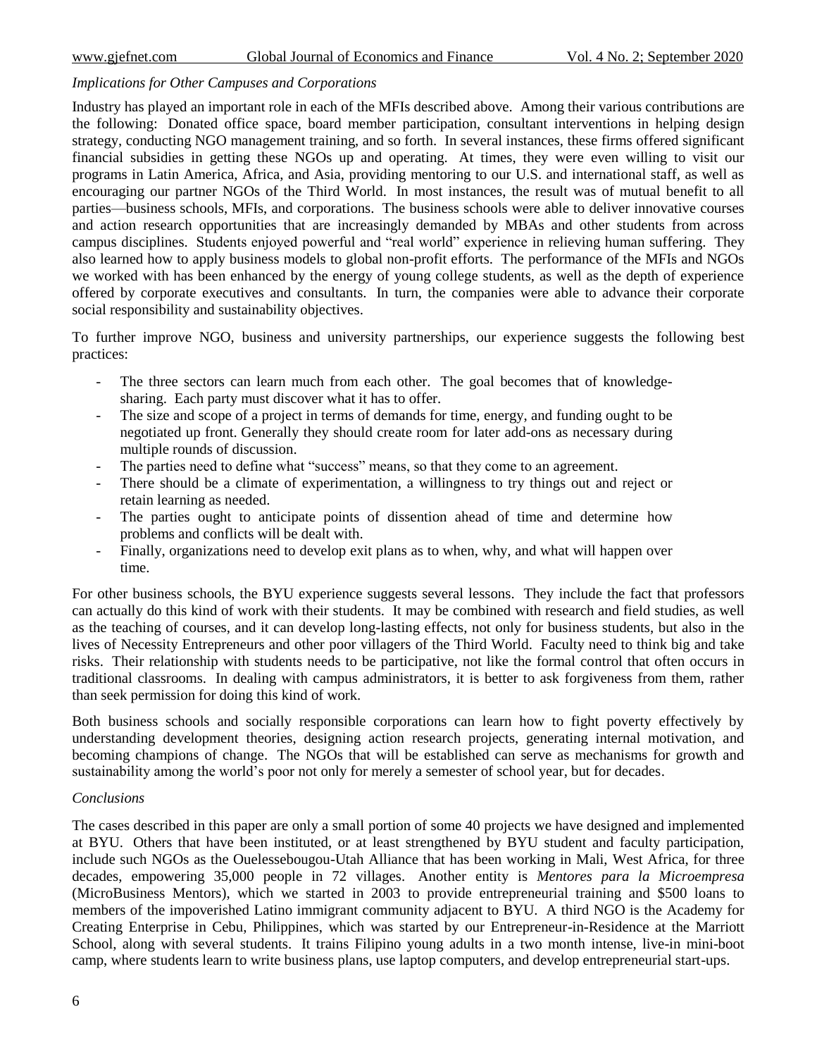*Implications for Other Campuses and Corporations*

Industry has played an important role in each of the MFIs described above. Among their various contributions are the following: Donated office space, board member participation, consultant interventions in helping design strategy, conducting NGO management training, and so forth. In several instances, these firms offered significant financial subsidies in getting these NGOs up and operating. At times, they were even willing to visit our programs in Latin America, Africa, and Asia, providing mentoring to our U.S. and international staff, as well as encouraging our partner NGOs of the Third World. In most instances, the result was of mutual benefit to all parties—business schools, MFIs, and corporations. The business schools were able to deliver innovative courses and action research opportunities that are increasingly demanded by MBAs and other students from across campus disciplines. Students enjoyed powerful and "real world" experience in relieving human suffering. They also learned how to apply business models to global non-profit efforts. The performance of the MFIs and NGOs we worked with has been enhanced by the energy of young college students, as well as the depth of experience offered by corporate executives and consultants. In turn, the companies were able to advance their corporate social responsibility and sustainability objectives.

To further improve NGO, business and university partnerships, our experience suggests the following best practices:

- The three sectors can learn much from each other. The goal becomes that of knowledge-sharing. Each party must discover what it has to offer.
- The size and scope of a project in terms of demands for time, energy, and funding ought to be negotiated up front. Generally they should create room for later add-ons as necessary during multiple rounds of discussion.
- The parties need to define what "success" means, so that they come to an agreement.
- There should be a climate of experimentation, a willingness to try things out and reject or retain learning as needed.
- The parties ought to anticipate points of dissention ahead of time and determine how problems and conflicts will be dealt with.
- Finally, organizations need to develop exit plans as to when, why, and what will happen over time.

For other business schools, the BYU experience suggests several lessons. They include the fact that professors can actually do this kind of work with their students. It may be combined with research and field studies, as well as the teaching of courses, and it can develop long-lasting effects, not only for business students, but also in the lives of Necessity Entrepreneurs and other poor villagers of the Third World. Faculty need to think big and take risks. Their relationship with students needs to be participative, not like the formal control that often occurs in traditional classrooms. In dealing with campus administrators, it is better to ask forgiveness from them, rather than seek permission for doing this kind of work.

Both business schools and socially responsible corporations can learn how to fight poverty effectively by understanding development theories, designing action research projects, generating internal motivation, and becoming champions of change. The NGOs that will be established can serve as mechanisms for growth and sustainability among the world's poor not only for merely a semester of school year, but for decades.

*Conclusions*

The cases described in this paper are only a small portion of some 40 projects we have designed and implemented at BYU. Others that have been instituted, or at least strengthened by BYU student and faculty participation, include such NGOs as the Ouelessebougou-Utah Alliance that has been working in Mali, West Africa, for three decades, empowering 35,000 people in 72 villages. Another entity is *Mentores para la Microempresa* (MicroBusiness Mentors), which we started in 2003 to provide entrepreneurial training and $500 loans to members of the impoverished Latino immigrant community adjacent to BYU. A third NGO is the Academy for Creating Enterprise in Cebu, Philippines, which was started by our Entrepreneur-in-Residence at the Marriott School, along with several students. It trains Filipino young adults in a two month intense, live-in mini-boot camp, where students learn to write business plans, use laptop computers, and develop entrepreneurial start-ups.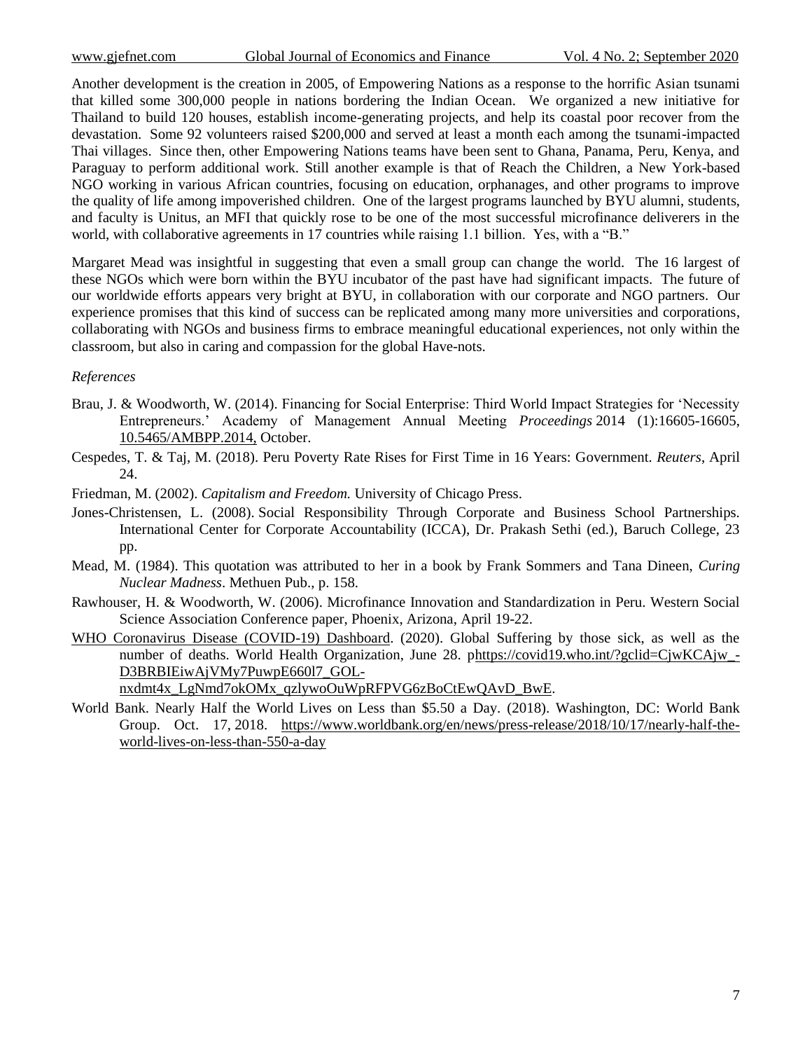Another development is the creation in 2005, of Empowering Nations as a response to the horrific Asian tsunami that killed some 300,000 people in nations bordering the Indian Ocean. We organized a new initiative for Thailand to build 120 houses, establish income-generating projects, and help its coastal poor recover from the devastation. Some 92 volunteers raised $200,000 and served at least a month each among the tsunami-impacted Thai villages. Since then, other Empowering Nations teams have been sent to Ghana, Panama, Peru, Kenya, and Paraguay to perform additional work. Still another example is that of Reach the Children, a New York-based NGO working in various African countries, focusing on education, orphanages, and other programs to improve the quality of life among impoverished children. One of the largest programs launched by BYU alumni, students, and faculty is Unitus, an MFI that quickly rose to be one of the most successful microfinance deliverers in the world, with collaborative agreements in 17 countries while raising 1.1 billion. Yes, with a "B."

Margaret Mead was insightful in suggesting that even a small group can change the world. The 16 largest of these NGOs which were born within the BYU incubator of the past have had significant impacts. The future of our worldwide efforts appears very bright at BYU, in collaboration with our corporate and NGO partners. Our experience promises that this kind of success can be replicated among many more universities and corporations, collaborating with NGOs and business firms to embrace meaningful educational experiences, not only within the classroom, but also in caring and compassion for the global Have-nots.

*References*

Brau, J. & Woodworth, W. (2014). Financing for Social Enterprise: Third World Impact Strategies for 'Necessity Entrepreneurs.' Academy of Management Annual Meeting *Proceedings* 2014 (1):16605-16605, 10.5465/AMBPP.2014, October.

Cespedes, T. & Taj, M. (2018). Peru Poverty Rate Rises for First Time in 16 Years: Government. *Reuters*, April 24.

Friedman, M. (2002). *Capitalism and Freedom.* University of Chicago Press.

Jones-Christensen, L. (2008). Social Responsibility Through Corporate and Business School Partnerships. International Center for Corporate Accountability (ICCA), Dr. Prakash Sethi (ed.), Baruch College, 23 pp.

Mead, M. (1984). This quotation was attributed to her in a book by Frank Sommers and Tana Dineen, *Curing Nuclear Madness*. Methuen Pub., p. 158.

Rawhouser, H. & Woodworth, W. (2006). Microfinance Innovation and Standardization in Peru. Western Social Science Association Conference paper, Phoenix, Arizona, April 19-22.

WHO Coronavirus Disease (COVID-19) Dashboard. (2020). Global Suffering by those sick, as well as the number of deaths. World Health Organization, June 28. phttps://covid19.who.int/?gclid=CjwKCAjw_-D3BRBIEiwAjVMy7PuwpE660l7_GOL-nxdmt4x_LgNmd7okOMx_qzlywoOuWpRFPVG6zBoCtEwQAvD_BwE.

World Bank. Nearly Half the World Lives on Less than $5.50 a Day. (2018). Washington, DC: World Bank Group. Oct. 17, 2018. https://www.worldbank.org/en/news/press-release/2018/10/17/nearly-half-the-world-lives-on-less-than-550-a-day